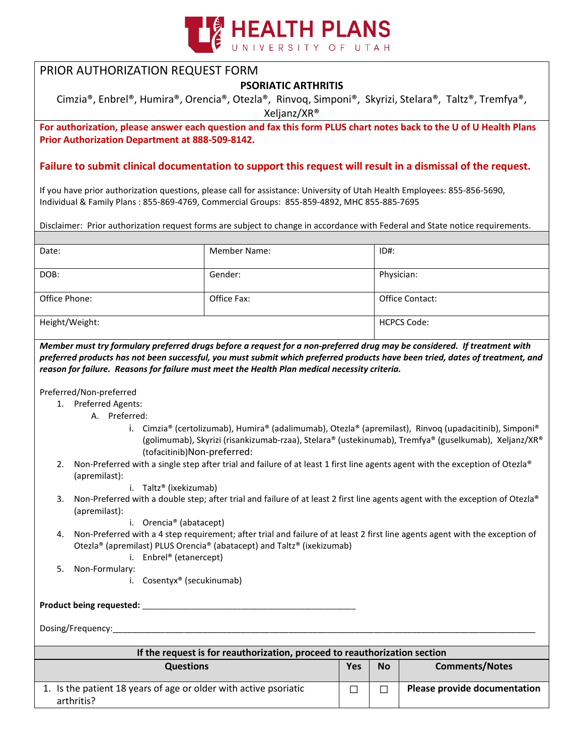# HEALTH PLANS

UNIVERSITY OF UTAH

PRIOR AUTHORIZATION REQUEST FORM

**PSORIATIC ARTHRITIS**

Cimzia®, Enbrel®, Humira®, Orencia®, Otezla®, Rinvoq, Simponi®, Skyrizi, Stelara®, Taltz®, Tremfya®, Xeljanz/XR®

**For authorization, please answer each question and fax this form PLUS chart notes back to the U of U Health Plans Prior Authorization Department at 888-509-8142.**

**Failure to submit clinical documentation to support this request will result in a dismissal of the request.**

If you have prior authorization questions, please call for assistance: University of Utah Health Employees: 855-856-5690, Individual & Family Plans : 855-869-4769, Commercial Groups: 855-859-4892, MHC 855-885-7695

Disclaimer: Prior authorization request forms are subject to change in accordance with Federal and State notice requirements.

| | | |
|---|---|---|
| Date: | Member Name: | ID#: |
| DOB: | Gender: | Physician: |
| Office Phone: | Office Fax: | Office Contact: |
| Height/Weight: | | HCPCS Code: |

***Member must try formulary preferred drugs before a request for a non-preferred drug may be considered. If treatment with preferred products has not been successful, you must submit which preferred products have been tried, dates of treatment, and reason for failure. Reasons for failure must meet the Health Plan medical necessity criteria.***

Preferred/Non-preferred

1. Preferred Agents:
   A. Preferred:
      i. Cimzia® (certolizumab), Humira® (adalimumab), Otezla® (apremilast), Rinvoq (upadacitinib), Simponi® (golimumab), Skyrizi (risankizumab-rzaa), Stelara® (ustekinumab), Tremfya® (guselkumab), Xeljanz/XR® (tofacitinib)Non-preferred:
2. Non-Preferred with a single step after trial and failure of at least 1 first line agents agent with the exception of Otezla® (apremilast):
   i. Taltz® (ixekizumab)
3. Non-Preferred with a double step; after trial and failure of at least 2 first line agents agent with the exception of Otezla® (apremilast):
   i. Orencia® (abatacept)
4. Non-Preferred with a 4 step requirement; after trial and failure of at least 2 first line agents agent with the exception of Otezla® (apremilast) PLUS Orencia® (abatacept) and Taltz® (ixekizumab)
   i. Enbrel® (etanercept)
5. Non-Formulary:
   i. Cosentyx® (secukinumab)

**Product being requested:** ______________________________________________

Dosing/Frequency:___________________________________________________________________________________________

**If the request is for reauthorization, proceed to reauthorization section**

| Questions | Yes | No | Comments/Notes |
|---|---|---|---|
| 1. Is the patient 18 years of age or older with active psoriatic arthritis? | ☐ | ☐ | **Please provide documentation** |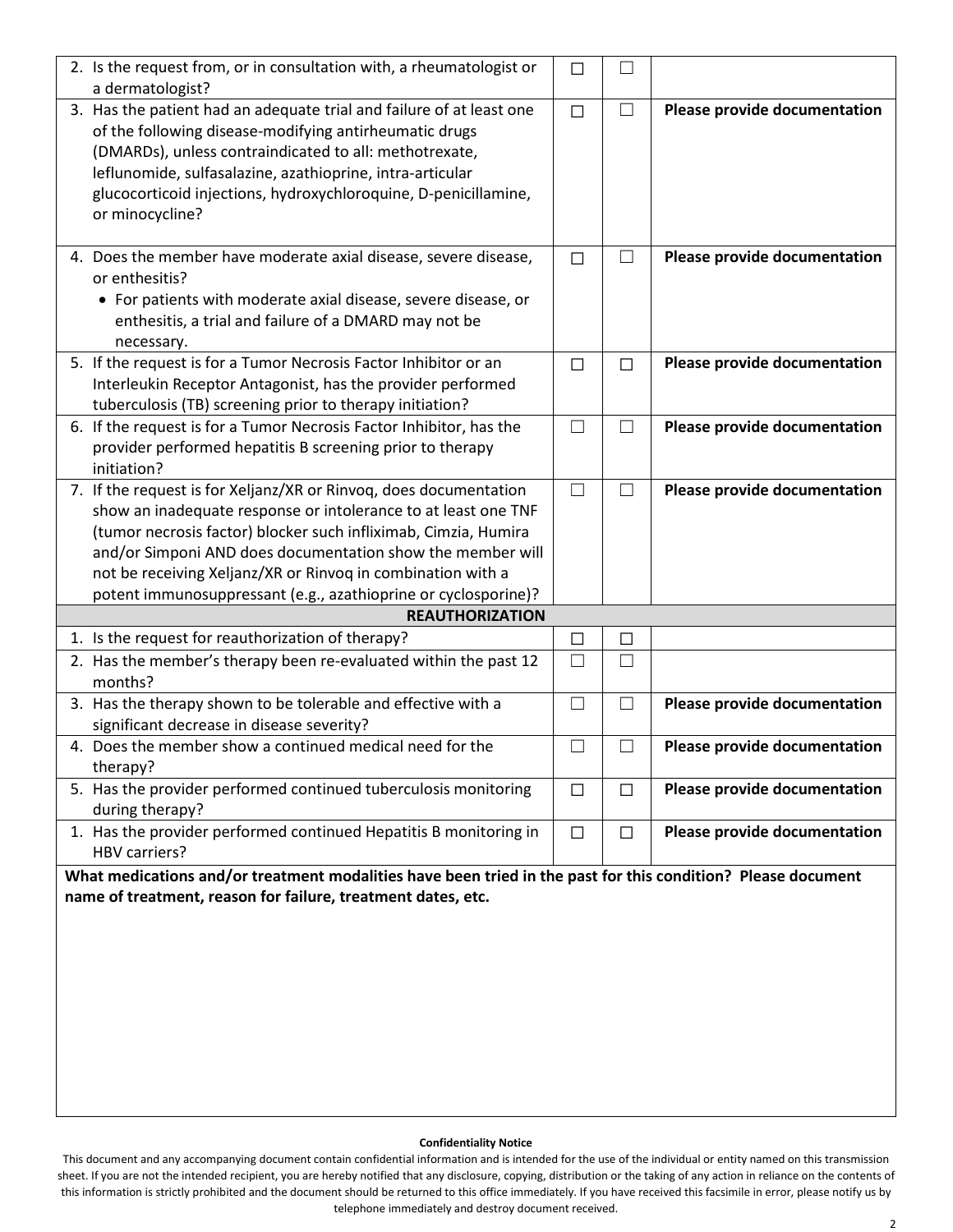| | | | |
|---|---|---|---|
| 2. Is the request from, or in consultation with, a rheumatologist or a dermatologist? | ☐ | ☐ | |
| 3. Has the patient had an adequate trial and failure of at least one of the following disease-modifying antirheumatic drugs (DMARDs), unless contraindicated to all: methotrexate, leflunomide, sulfasalazine, azathioprine, intra-articular glucocorticoid injections, hydroxychloroquine, D-penicillamine, or minocycline? | ☐ | ☐ | **Please provide documentation** |
| 4. Does the member have moderate axial disease, severe disease, or enthesitis?<br>• For patients with moderate axial disease, severe disease, or enthesitis, a trial and failure of a DMARD may not be necessary. | ☐ | ☐ | **Please provide documentation** |
| 5. If the request is for a Tumor Necrosis Factor Inhibitor or an Interleukin Receptor Antagonist, has the provider performed tuberculosis (TB) screening prior to therapy initiation? | ☐ | ☐ | **Please provide documentation** |
| 6. If the request is for a Tumor Necrosis Factor Inhibitor, has the provider performed hepatitis B screening prior to therapy initiation? | ☐ | ☐ | **Please provide documentation** |
| 7. If the request is for Xeljanz/XR or Rinvoq, does documentation show an inadequate response or intolerance to at least one TNF (tumor necrosis factor) blocker such infliximab, Cimzia, Humira and/or Simponi AND does documentation show the member will not be receiving Xeljanz/XR or Rinvoq in combination with a potent immunosuppressant (e.g., azathioprine or cyclosporine)? | ☐ | ☐ | **Please provide documentation** |
| **REAUTHORIZATION** | | | |
| 1. Is the request for reauthorization of therapy? | ☐ | ☐ | |
| 2. Has the member's therapy been re-evaluated within the past 12 months? | ☐ | ☐ | |
| 3. Has the therapy shown to be tolerable and effective with a significant decrease in disease severity? | ☐ | ☐ | **Please provide documentation** |
| 4. Does the member show a continued medical need for the therapy? | ☐ | ☐ | **Please provide documentation** |
| 5. Has the provider performed continued tuberculosis monitoring during therapy? | ☐ | ☐ | **Please provide documentation** |
| 1. Has the provider performed continued Hepatitis B monitoring in HBV carriers? | ☐ | ☐ | **Please provide documentation** |

**What medications and/or treatment modalities have been tried in the past for this condition? Please document name of treatment, reason for failure, treatment dates, etc.**

**Confidentiality Notice**

This document and any accompanying document contain confidential information and is intended for the use of the individual or entity named on this transmission sheet. If you are not the intended recipient, you are hereby notified that any disclosure, copying, distribution or the taking of any action in reliance on the contents of this information is strictly prohibited and the document should be returned to this office immediately. If you have received this facsimile in error, please notify us by telephone immediately and destroy document received.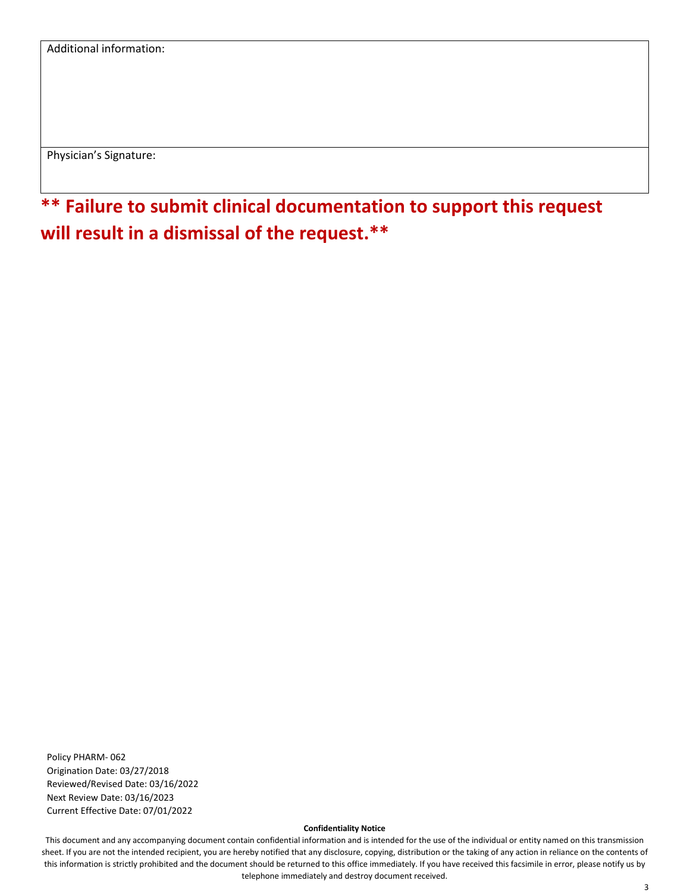| Additional information: |
|---|
| Physician's Signature: |

**** Failure to submit clinical documentation to support this request will result in a dismissal of the request.****

Policy PHARM- 062
Origination Date: 03/27/2018
Reviewed/Revised Date: 03/16/2022
Next Review Date: 03/16/2023
Current Effective Date: 07/01/2022

**Confidentiality Notice**

This document and any accompanying document contain confidential information and is intended for the use of the individual or entity named on this transmission sheet. If you are not the intended recipient, you are hereby notified that any disclosure, copying, distribution or the taking of any action in reliance on the contents of this information is strictly prohibited and the document should be returned to this office immediately. If you have received this facsimile in error, please notify us by telephone immediately and destroy document received.